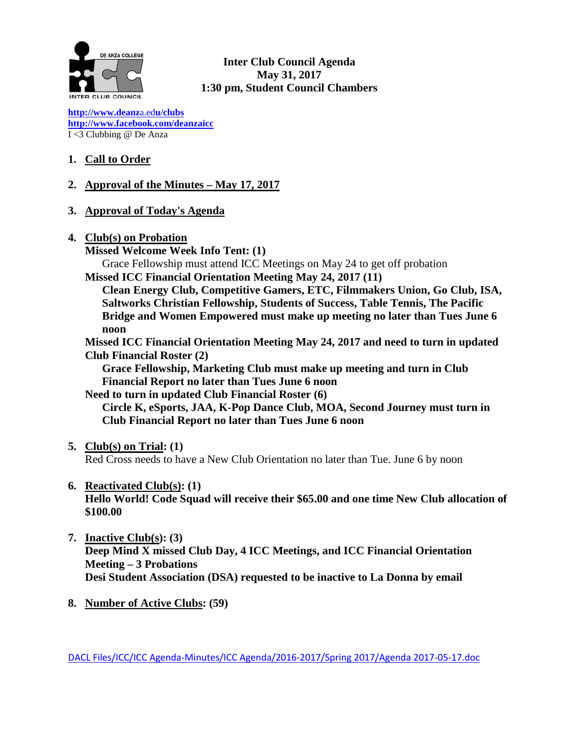**Inter Club Council Agenda**
**May 31, 2017**
**1:30 pm, Student Council Chambers**

**http://www.deanza.edu/clubs**
**http://www.facebook.com/deanzaicc**
I <3 Clubbing @ De Anza

1. **Call to Order**

2. **Approval of the Minutes – May 17, 2017**

3. **Approval of Today's Agenda**

4. **Club(s) on Probation**
   **Missed Welcome Week Info Tent: (1)**
   Grace Fellowship must attend ICC Meetings on May 24 to get off probation
   **Missed ICC Financial Orientation Meeting May 24, 2017 (11)**
   **Clean Energy Club, Competitive Gamers, ETC, Filmmakers Union, Go Club, ISA, Saltworks Christian Fellowship, Students of Success, Table Tennis, The Pacific Bridge and Women Empowered must make up meeting no later than Tues June 6 noon**
   **Missed ICC Financial Orientation Meeting May 24, 2017 and need to turn in updated Club Financial Roster (2)**
   **Grace Fellowship, Marketing Club must make up meeting and turn in Club Financial Report no later than Tues June 6 noon**
   **Need to turn in updated Club Financial Roster (6)**
   **Circle K, eSports, JAA, K-Pop Dance Club, MOA, Second Journey must turn in Club Financial Report no later than Tues June 6 noon**

5. **Club(s) on Trial: (1)**
   Red Cross needs to have a New Club Orientation no later than Tue. June 6 by noon

6. **Reactivated Club(s): (1)**
   **Hello World! Code Squad will receive their $65.00 and one time New Club allocation of $100.00**

7. **Inactive Club(s): (3)**
   **Deep Mind X missed Club Day, 4 ICC Meetings, and ICC Financial Orientation Meeting – 3 Probations**
   **Desi Student Association (DSA) requested to be inactive to La Donna by email**

8. **Number of Active Clubs: (59)**

DACL Files/ICC/ICC Agenda-Minutes/ICC Agenda/2016-2017/Spring 2017/Agenda 2017-05-17.doc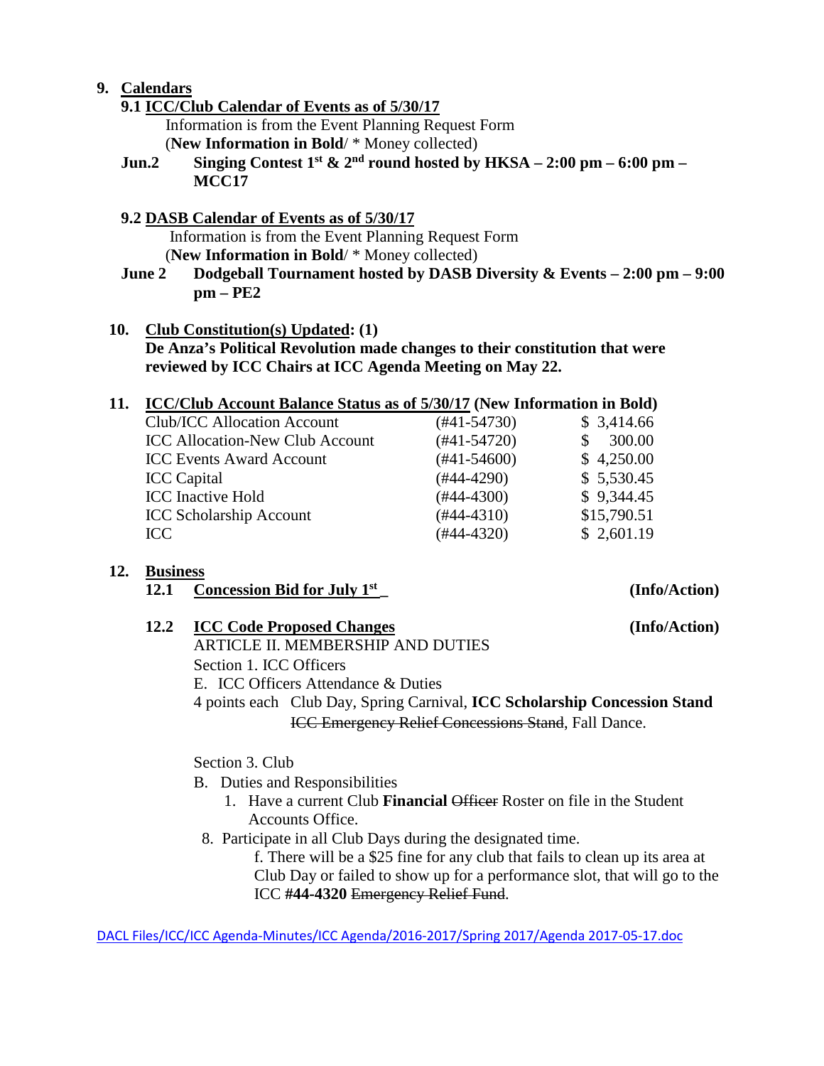9. **Calendars**

**9.1 ICC/Club Calendar of Events as of 5/30/17**

Information is from the Event Planning Request Form
(**New Information in Bold**/ * Money collected)

**Jun.2 Singing Contest 1st & 2nd round hosted by HKSA – 2:00 pm – 6:00 pm – MCC17**

**9.2 DASB Calendar of Events as of 5/30/17**

Information is from the Event Planning Request Form
(**New Information in Bold**/ * Money collected)

**June 2 Dodgeball Tournament hosted by DASB Diversity & Events – 2:00 pm – 9:00 pm – PE2**

10. **Club Constitution(s) Updated: (1)**
**De Anza's Political Revolution made changes to their constitution that were reviewed by ICC Chairs at ICC Agenda Meeting on May 22.**

11. **ICC/Club Account Balance Status as of 5/30/17 (New Information in Bold)**

| Account | Number | Balance |
|---|---|---|
| Club/ICC Allocation Account | (#41-54730) | $ 3,414.66 |
| ICC Allocation-New Club Account | (#41-54720) | $ 300.00 |
| ICC Events Award Account | (#41-54600) | $ 4,250.00 |
| ICC Capital | (#44-4290) | $ 5,530.45 |
| ICC Inactive Hold | (#44-4300) | $ 9,344.45 |
| ICC Scholarship Account | (#44-4310) | $15,790.51 |
| ICC | (#44-4320) | $ 2,601.19 |

12. **Business**

**12.1 Concession Bid for July 1st** **(Info/Action)**

**12.2 ICC Code Proposed Changes** **(Info/Action)**

ARTICLE II. MEMBERSHIP AND DUTIES
Section 1. ICC Officers
E. ICC Officers Attendance & Duties
4 points each Club Day, Spring Carnival, **ICC Scholarship Concession Stand** ~~ICC Emergency Relief Concessions Stand~~, Fall Dance.

Section 3. Club
B. Duties and Responsibilities
1. Have a current Club **Financial** ~~Officer~~ Roster on file in the Student Accounts Office.
8. Participate in all Club Days during the designated time.
   f. There will be a $25 fine for any club that fails to clean up its area at Club Day or failed to show up for a performance slot, that will go to the ICC **#44-4320** ~~Emergency Relief Fund~~.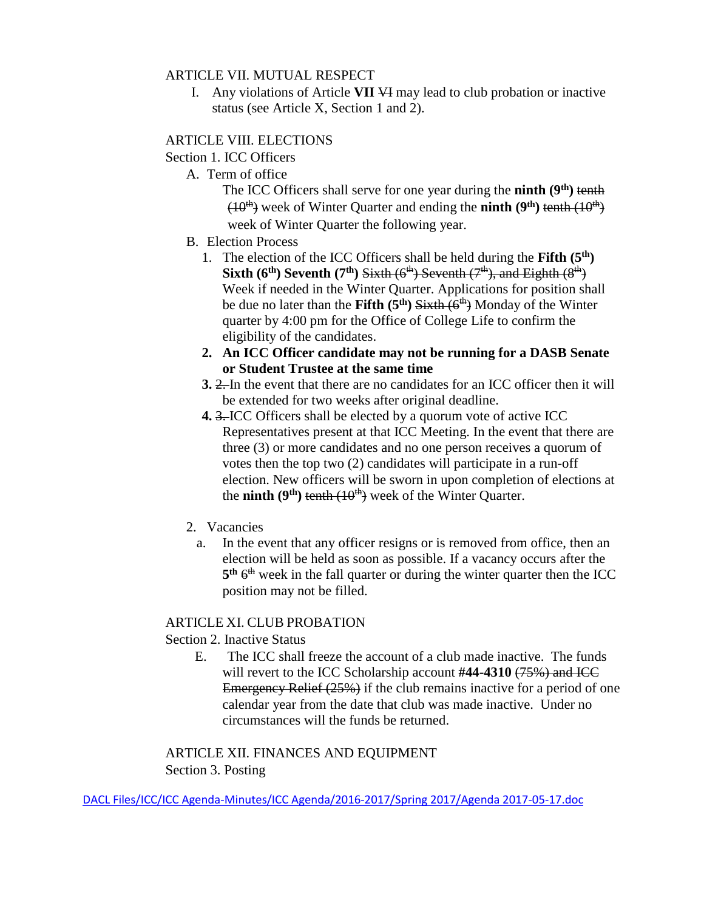ARTICLE VII. MUTUAL RESPECT

I. Any violations of Article **VII** ~~VI~~ may lead to club probation or inactive status (see Article X, Section 1 and 2).

ARTICLE VIII. ELECTIONS

Section 1. ICC Officers

A. Term of office

The ICC Officers shall serve for one year during the **ninth (9th)** ~~tenth (10th)~~ week of Winter Quarter and ending the **ninth (9th)** ~~tenth (10th)~~ week of Winter Quarter the following year.

B. Election Process

1. The election of the ICC Officers shall be held during the **Fifth (5th) Sixth (6th) Seventh (7th)** ~~Sixth (6th) Seventh (7th), and Eighth (8th)~~ Week if needed in the Winter Quarter. Applications for position shall be due no later than the **Fifth (5th)** ~~Sixth (6th)~~ Monday of the Winter quarter by 4:00 pm for the Office of College Life to confirm the eligibility of the candidates.
2. **An ICC Officer candidate may not be running for a DASB Senate or Student Trustee at the same time**
3. ~~2.~~ In the event that there are no candidates for an ICC officer then it will be extended for two weeks after original deadline.
4. ~~3.~~ ICC Officers shall be elected by a quorum vote of active ICC Representatives present at that ICC Meeting. In the event that there are three (3) or more candidates and no one person receives a quorum of votes then the top two (2) candidates will participate in a run-off election. New officers will be sworn in upon completion of elections at the **ninth (9th)** ~~tenth (10th)~~ week of the Winter Quarter.

2. Vacancies

a. In the event that any officer resigns or is removed from office, then an election will be held as soon as possible. If a vacancy occurs after the **5th** ~~6th~~ week in the fall quarter or during the winter quarter then the ICC position may not be filled.

ARTICLE XI. CLUB PROBATION

Section 2. Inactive Status

E. The ICC shall freeze the account of a club made inactive. The funds will revert to the ICC Scholarship account **#44-4310** ~~(75%) and ICC Emergency Relief (25%)~~ if the club remains inactive for a period of one calendar year from the date that club was made inactive. Under no circumstances will the funds be returned.

ARTICLE XII. FINANCES AND EQUIPMENT

Section 3. Posting

DACL Files/ICC/ICC Agenda-Minutes/ICC Agenda/2016-2017/Spring 2017/Agenda 2017-05-17.doc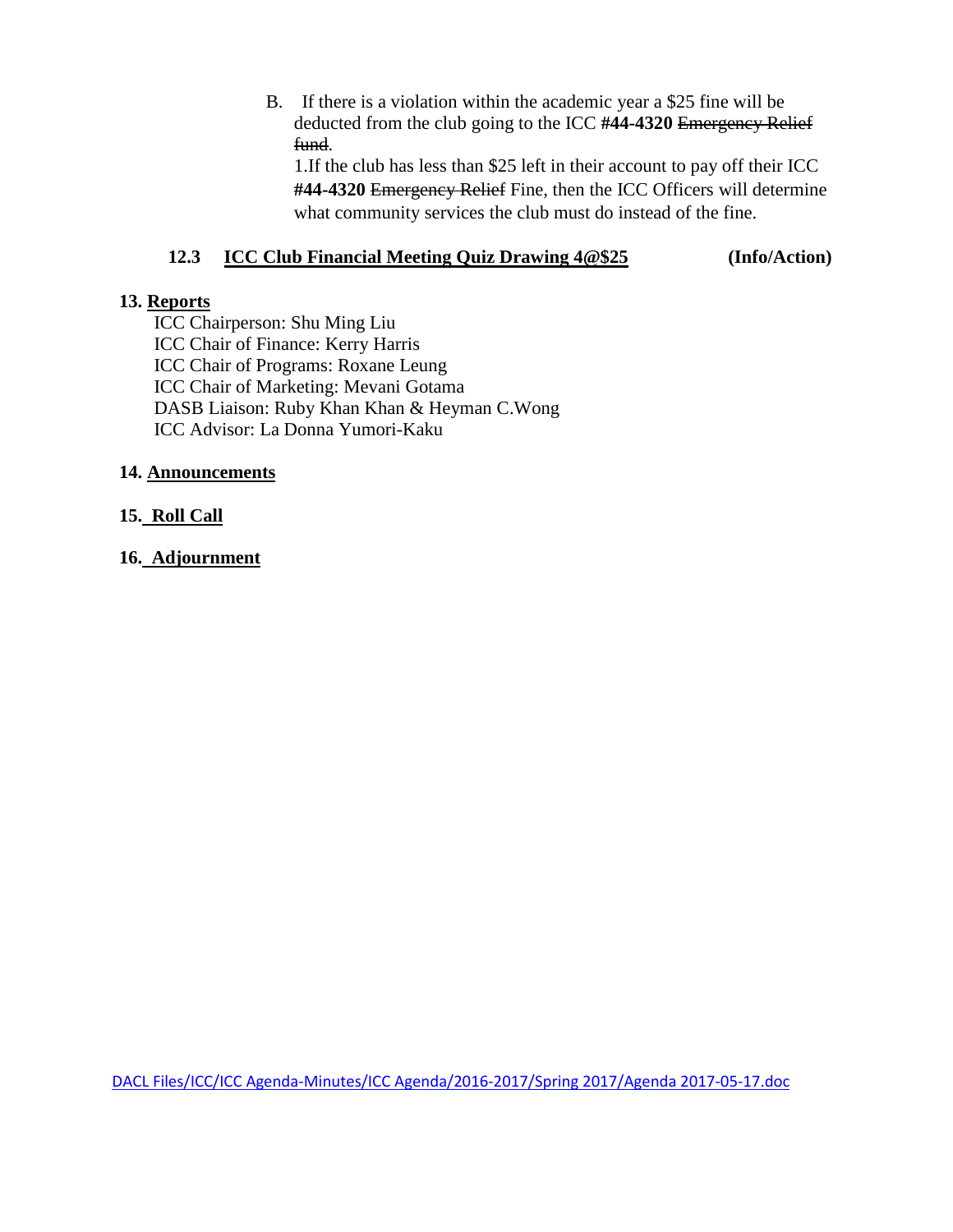B. If there is a violation within the academic year a $25 fine will be deducted from the club going to the ICC **#44-4320** ~~Emergency Relief fund~~.

1.If the club has less than $25 left in their account to pay off their ICC **#44-4320** ~~Emergency Relief~~ Fine, then the ICC Officers will determine what community services the club must do instead of the fine.

**12.3 ICC Club Financial Meeting Quiz Drawing 4@$25** **(Info/Action)**

**13. Reports**

ICC Chairperson: Shu Ming Liu
ICC Chair of Finance: Kerry Harris
ICC Chair of Programs: Roxane Leung
ICC Chair of Marketing: Mevani Gotama
DASB Liaison: Ruby Khan Khan & Heyman C.Wong
ICC Advisor: La Donna Yumori-Kaku

**14. Announcements**

**15. Roll Call**

**16. Adjournment**

DACL Files/ICC/ICC Agenda-Minutes/ICC Agenda/2016-2017/Spring 2017/Agenda 2017-05-17.doc